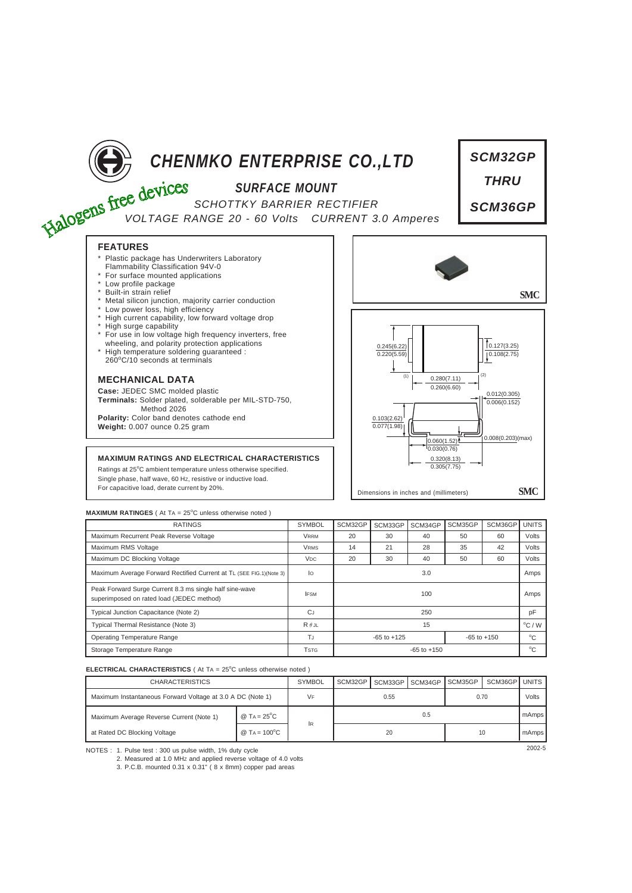# CHENMKO ENTERPRISE CO.,LTD

Halogens free devices

## SURFACE MOUNT

SCHOTTKY BARRIER RECTIFIER

VOLTAGE RANGE 20 - 60 Volts CURRENT 3.0 Amperes

**SCM32GP THRU SCM36GP**

### FEATURES

- Plastic package has Underwriters Laboratory Flammability Classification 94V-0
- For surface mounted applications
- Low profile package
- Built-in strain relief
- Metal silicon junction, majority carrier conduction
- Low power loss, high efficiency
- High current capability, low forward voltage drop
- High surge capability
- For use in low voltage high frequency inverters, free wheeling, and polarity protection applications
- High temperature soldering guaranteed : 260°C/10 seconds at terminals

### MECHANICAL DATA

**Case:** JEDEC SMC molded plastic

**Terminals:** Solder plated, solderable per MIL-STD-750, Method 2026

**Polarity:** Color band denotes cathode end

**Weight:** 0.007 ounce 0.25 gram

SMC

0.245(6.22)
0.220(5.59)
0.127(3.25)
0.108(2.75)
(1)
0.280(7.11)
0.260(6.60)
(2)
0.012(0.305)
0.006(0.152)
0.103(2.62)
0.077(1.98)
0.060(1.52)
0.030(0.76)
0.008(0.203)(max)
0.320(8.13)
0.305(7.75)

Dimensions in inches and (millimeters)

SMC

### MAXIMUM RATINGS AND ELECTRICAL CHARACTERISTICS

Ratings at 25°C ambient temperature unless otherwise specified.
Single phase, half wave, 60 Hz, resistive or inductive load.
For capacitive load, derate current by 20%.

**MAXIMUM RATINGES** ( At $T_A$ = 25°C unless otherwise noted )

| RATINGS | SYMBOL | SCM32GP | SCM33GP | SCM34GP | SCM35GP | SCM36GP | UNITS |
|---|---|---|---|---|---|---|---|
| Maximum Recurrent Peak Reverse Voltage | $V_{RRM}$ | 20 | 30 | 40 | 50 | 60 | Volts |
| Maximum RMS Voltage | $V_{RMS}$ | 14 | 21 | 28 | 35 | 42 | Volts |
| Maximum DC Blocking Voltage | $V_{DC}$ | 20 | 30 | 40 | 50 | 60 | Volts |
| Maximum Average Forward Rectified Current at $T_L$ (SEE FIG.1)(Note 3) | $I_O$ | 3.0 | | | | | Amps |
| Peak Forward Surge Current 8.3 ms single half sine-wave superimposed on rated load (JEDEC method) | $I_{FSM}$ | 100 | | | | | Amps |
| Typical Junction Capacitance (Note 2) | $C_J$ | 250 | | | | | pF |
| Typical Thermal Resistance (Note 3) | $R_{\theta JL}$ | 15 | | | | | °C / W |
| Operating Temperature Range | $T_J$ | -65 to +125 | | | -65 to +150 | | °C |
| Storage Temperature Range | $T_{STG}$ | -65 to +150 | | | | | °C |

**ELECTRICAL CHARACTERISTICS** ( At $T_A$ = 25°C unless otherwise noted )

| CHARACTERISTICS | | SYMBOL | SCM32GP | SCM33GP | SCM34GP | SCM35GP | SCM36GP | UNITS |
|---|---|---|---|---|---|---|---|---|
| Maximum Instantaneous Forward Voltage at 3.0 A DC (Note 1) | | $V_F$ | 0.55 | | | 0.70 | | Volts |
| Maximum Average Reverse Current (Note 1) | @ $T_A$ = 25°C | $I_R$ | 0.5 | | | | | mAmps |
| at Rated DC Blocking Voltage | @ $T_A$ = 100°C | | 20 | | | 10 | | mAmps |

NOTES : 1. Pulse test : 300 us pulse width, 1% duty cycle
2. Measured at 1.0 MHz and applied reverse voltage of 4.0 volts
3. P.C.B. mounted 0.31 x 0.31" ( 8 x 8mm) copper pad areas

2002-5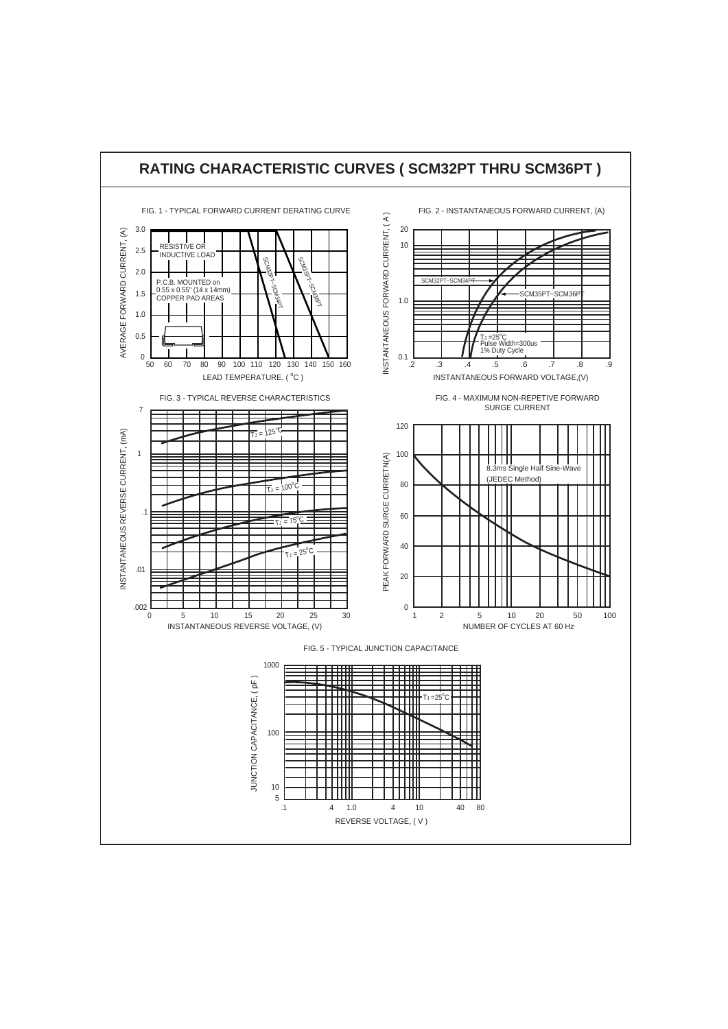# RATING CHARACTERISTIC CURVES ( SCM32PT THRU SCM36PT )

FIG. 1 - TYPICAL FORWARD CURRENT DERATING CURVE

AVERAGE FORWARD CURRENT, (A)

3.0
2.5
2.0
1.5
1.0
0.5
0

RESISTIVE OR
INDUCTIVE LOAD

P.C.B. MOUNTED on
0.55 x 0.55" (14 x 14mm)
COPPER PAD AREAS

SCM32PT~SCM34PT

SCM35PT~SCM36PT

50 60 70 80 90 100 110 120 130 140 150 160

LEAD TEMPERATURE, ( °C )

FIG. 2 - INSTANTANEOUS FORWARD CURRENT, (A)

INSTANTANEOUS FORWARD CURRENT, ( A )

20
10
1.0
0.1

SCM32PT~SCM34PT

SCM35PT~SCM36PT

TJ =25°C
Pulse Width=300us
1% Duty Cycle

.2 .3 .4 .5 .6 .7 .8 .9

INSTANTANEOUS FORWARD VOLTAGE,(V)

FIG. 3 - TYPICAL REVERSE CHARACTERISTICS

INSTANTANEOUS REVERSE CURRENT, (mA)

7
1
.1
.01
.002

TJ = 125°C

TJ = 100°C

TJ = 75°C

TJ = 25°C

0 5 10 15 20 25 30

INSTANTANEOUS REVERSE VOLTAGE, (V)

FIG. 4 - MAXIMUM NON-REPETIVE FORWARD SURGE CURRENT

PEAK FORWARD SURGE CURRETN(A)

120
100
80
60
40
20
0

8.3ms Single Half Sine-Wave
(JEDEC Method)

1 2 5 10 20 50 100

NUMBER OF CYCLES AT 60 Hz

FIG. 5 - TYPICAL JUNCTION CAPACITANCE

JUNCTION CAPACITANCE, ( pF )

1000
100
10
5

TJ =25°C

.1 .4 1.0 4 10 40 80

REVERSE VOLTAGE, ( V )